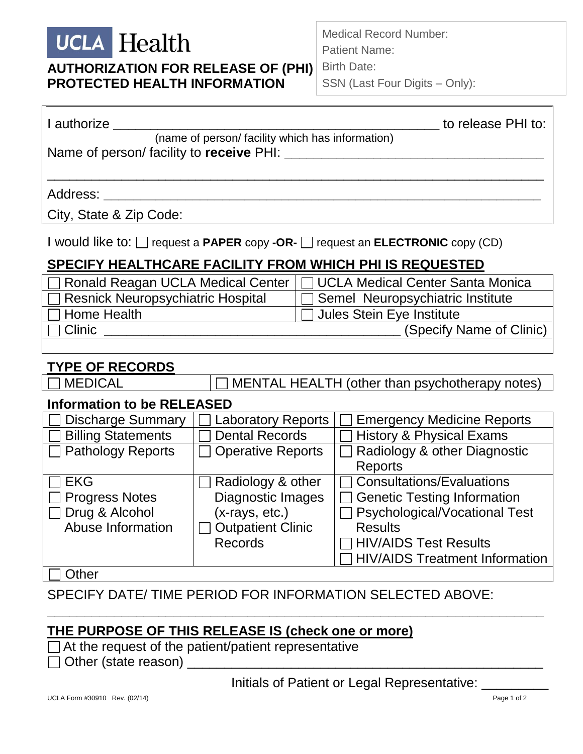UCLA Health

**AUTHORIZATION FOR RELEASE OF (PHI) PROTECTED HEALTH INFORMATION**

Medical Record Number:
Patient Name:
Birth Date:
SSN (Last Four Digits – Only):

I authorize ______________________________________________ to release PHI to:
(name of person/ facility which has information)

Name of person/ facility to **receive** PHI: ___________________________________

___________________________________________________________________

Address: ___________________________________________________________

City, State & Zip Code:

I would like to: ☐ request a **PAPER** copy **-OR-** ☐ request an **ELECTRONIC** copy (CD)

## SPECIFY HEALTHCARE FACILITY FROM WHICH PHI IS REQUESTED

| | |
|---|---|
| ☐ Ronald Reagan UCLA Medical Center | ☐ UCLA Medical Center Santa Monica |
| ☐ Resnick Neuropsychiatric Hospital | ☐ Semel Neuropsychiatric Institute |
| ☐ Home Health | ☐ Jules Stein Eye Institute |
| ☐ Clinic ________________________________________ (Specify Name of Clinic) | |

## TYPE OF RECORDS

| | |
|---|---|
| ☐ MEDICAL | ☐ MENTAL HEALTH (other than psychotherapy notes) |

### Information to be RELEASED

| | | |
|---|---|---|
| ☐ Discharge Summary | ☐ Laboratory Reports | ☐ Emergency Medicine Reports |
| ☐ Billing Statements | ☐ Dental Records | ☐ History & Physical Exams |
| ☐ Pathology Reports | ☐ Operative Reports | ☐ Radiology & other Diagnostic Reports |
| ☐ EKG<br>☐ Progress Notes<br>☐ Drug & Alcohol Abuse Information | ☐ Radiology & other Diagnostic Images (x-rays, etc.)<br>☐ Outpatient Clinic Records | ☐ Consultations/Evaluations<br>☐ Genetic Testing Information<br>☐ Psychological/Vocational Test Results<br>☐ HIV/AIDS Test Results<br>☐ HIV/AIDS Treatment Information |
| ☐ Other | | |

SPECIFY DATE/ TIME PERIOD FOR INFORMATION SELECTED ABOVE:

___________________________________________________________________

## THE PURPOSE OF THIS RELEASE IS (check one or more)

☐ At the request of the patient/patient representative

☐ Other (state reason) ______________________________________________

Initials of Patient or Legal Representative: _________

UCLA Form #30910 Rev. (02/14)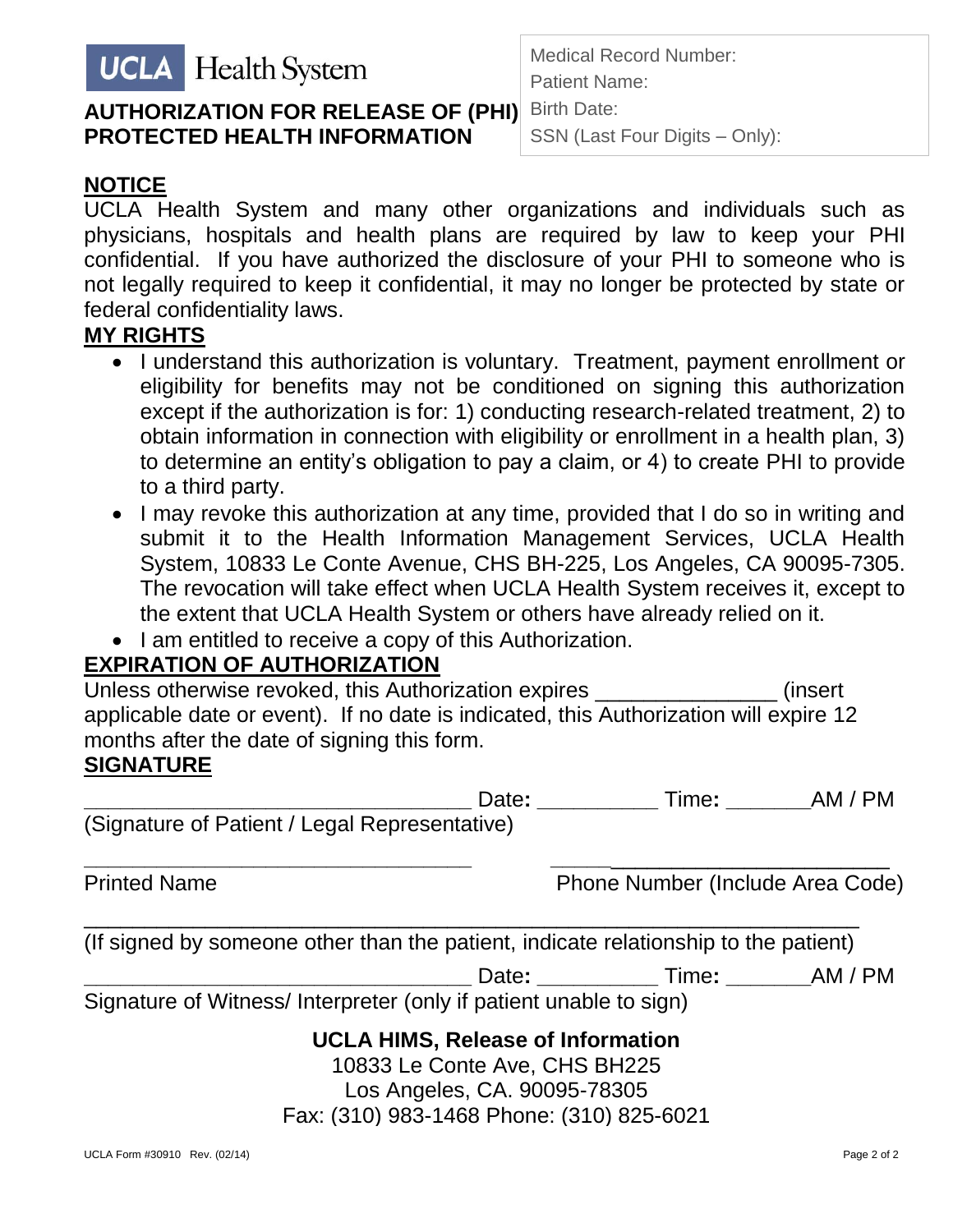UCLA Health System

**AUTHORIZATION FOR RELEASE OF (PHI) PROTECTED HEALTH INFORMATION**

Medical Record Number:
Patient Name:
Birth Date:
SSN (Last Four Digits – Only):

## NOTICE

UCLA Health System and many other organizations and individuals such as physicians, hospitals and health plans are required by law to keep your PHI confidential. If you have authorized the disclosure of your PHI to someone who is not legally required to keep it confidential, it may no longer be protected by state or federal confidentiality laws.

## MY RIGHTS

- I understand this authorization is voluntary. Treatment, payment enrollment or eligibility for benefits may not be conditioned on signing this authorization except if the authorization is for: 1) conducting research-related treatment, 2) to obtain information in connection with eligibility or enrollment in a health plan, 3) to determine an entity's obligation to pay a claim, or 4) to create PHI to provide to a third party.
- I may revoke this authorization at any time, provided that I do so in writing and submit it to the Health Information Management Services, UCLA Health System, 10833 Le Conte Avenue, CHS BH-225, Los Angeles, CA 90095-7305. The revocation will take effect when UCLA Health System receives it, except to the extent that UCLA Health System or others have already relied on it.
- I am entitled to receive a copy of this Authorization.

## EXPIRATION OF AUTHORIZATION

Unless otherwise revoked, this Authorization expires _______________ (insert applicable date or event). If no date is indicated, this Authorization will expire 12 months after the date of signing this form.

## SIGNATURE

_________________________________ Date: __________ Time: _______AM / PM
(Signature of Patient / Legal Representative)

_________________________________ ______________________________
Printed Name Phone Number (Include Area Code)

_________________________________________________________________
(If signed by someone other than the patient, indicate relationship to the patient)

_________________________________ Date: __________ Time: _______AM / PM
Signature of Witness/ Interpreter (only if patient unable to sign)

**UCLA HIMS, Release of Information**
10833 Le Conte Ave, CHS BH225
Los Angeles, CA. 90095-78305
Fax: (310) 983-1468 Phone: (310) 825-6021

UCLA Form #30910 Rev. (02/14)